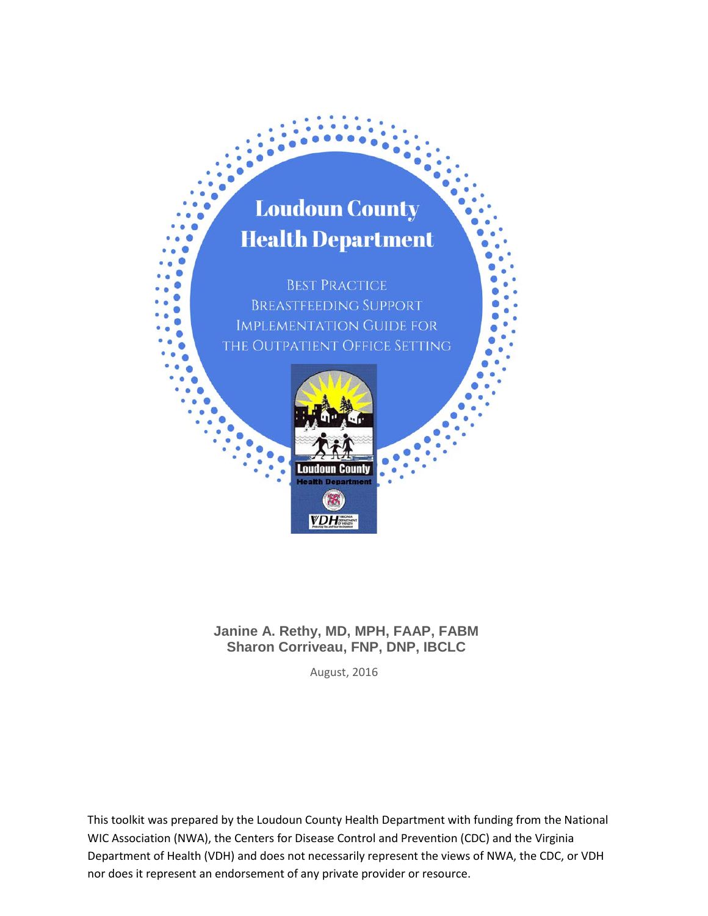# Loudoun County Health Department

## Best Practice Breastfeeding Support Implementation Guide for the Outpatient Office Setting

**Janine A. Rethy, MD, MPH, FAAP, FABM**
**Sharon Corriveau, FNP, DNP, IBCLC**

August, 2016

This toolkit was prepared by the Loudoun County Health Department with funding from the National WIC Association (NWA), the Centers for Disease Control and Prevention (CDC) and the Virginia Department of Health (VDH) and does not necessarily represent the views of NWA, the CDC, or VDH nor does it represent an endorsement of any private provider or resource.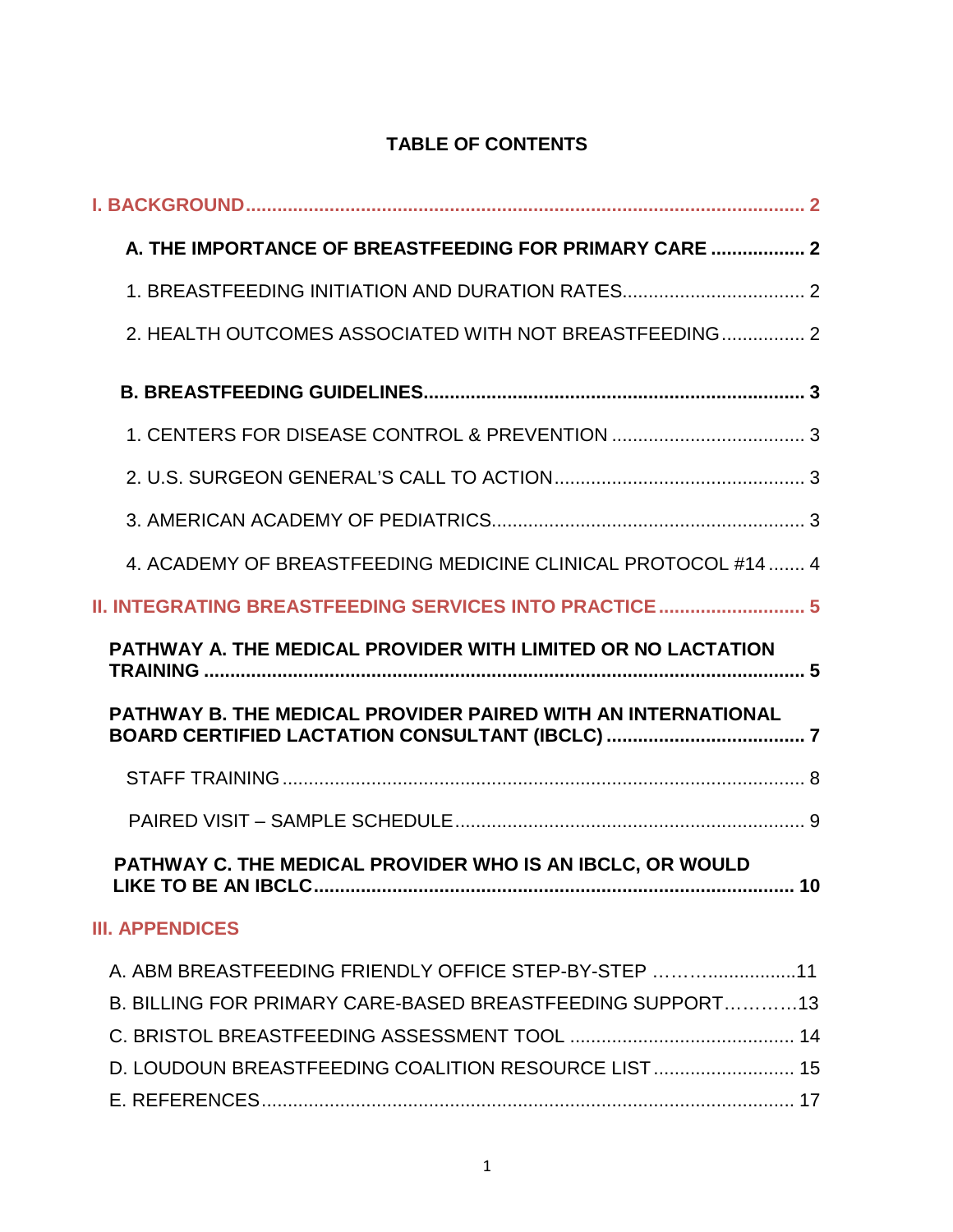# TABLE OF CONTENTS

**I. BACKGROUND** .......... 2

**A. THE IMPORTANCE OF BREASTFEEDING FOR PRIMARY CARE** .......... 2

1. BREASTFEEDING INITIATION AND DURATION RATES .......... 2

2. HEALTH OUTCOMES ASSOCIATED WITH NOT BREASTFEEDING .......... 2

**B. BREASTFEEDING GUIDELINES** .......... 3

1. CENTERS FOR DISEASE CONTROL & PREVENTION .......... 3

2. U.S. SURGEON GENERAL'S CALL TO ACTION .......... 3

3. AMERICAN ACADEMY OF PEDIATRICS .......... 3

4. ACADEMY OF BREASTFEEDING MEDICINE CLINICAL PROTOCOL #14 .......... 4

**II. INTEGRATING BREASTFEEDING SERVICES INTO PRACTICE** .......... 5

**PATHWAY A. THE MEDICAL PROVIDER WITH LIMITED OR NO LACTATION TRAINING** .......... 5

**PATHWAY B. THE MEDICAL PROVIDER PAIRED WITH AN INTERNATIONAL BOARD CERTIFIED LACTATION CONSULTANT (IBCLC)** .......... 7

STAFF TRAINING .......... 8

PAIRED VISIT – SAMPLE SCHEDULE .......... 9

**PATHWAY C. THE MEDICAL PROVIDER WHO IS AN IBCLC, OR WOULD LIKE TO BE AN IBCLC** .......... 10

**III. APPENDICES**

A. ABM BREASTFEEDING FRIENDLY OFFICE STEP-BY-STEP .......... 11

B. BILLING FOR PRIMARY CARE-BASED BREASTFEEDING SUPPORT .......... 13

C. BRISTOL BREASTFEEDING ASSESSMENT TOOL .......... 14

D. LOUDOUN BREASTFEEDING COALITION RESOURCE LIST .......... 15

E. REFERENCES .......... 17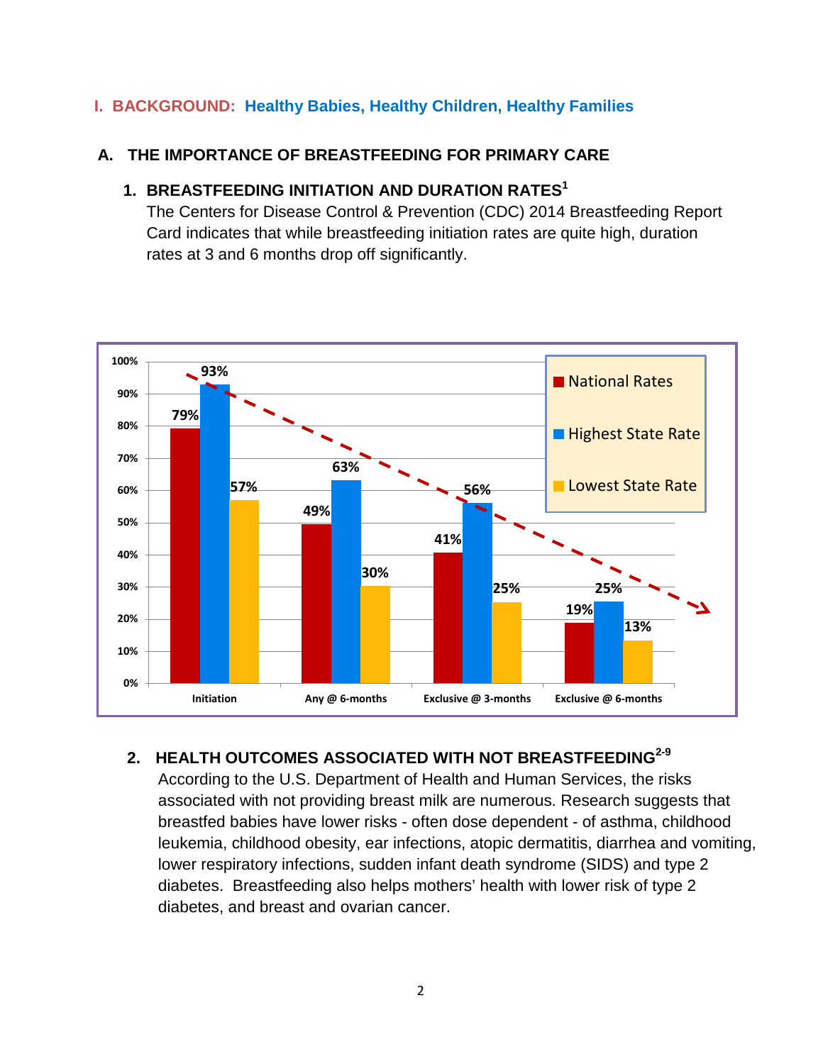## I. BACKGROUND: Healthy Babies, Healthy Children, Healthy Families

### A. THE IMPORTANCE OF BREASTFEEDING FOR PRIMARY CARE

#### 1. BREASTFEEDING INITIATION AND DURATION RATES[1]

The Centers for Disease Control & Prevention (CDC) 2014 Breastfeeding Report Card indicates that while breastfeeding initiation rates are quite high, duration rates at 3 and 6 months drop off significantly.

| | National Rates | Highest State Rate | Lowest State Rate |
|---|---|---|---|
| Initiation | 79% | 93% | 57% |
| Any @ 6-months | 49% | 63% | 30% |
| Exclusive @ 3-months | 41% | 56% | 25% |
| Exclusive @ 6-months | 19% | 25% | 13% |

#### 2. HEALTH OUTCOMES ASSOCIATED WITH NOT BREASTFEEDING[2-9]

According to the U.S. Department of Health and Human Services, the risks associated with not providing breast milk are numerous. Research suggests that breastfed babies have lower risks - often dose dependent - of asthma, childhood leukemia, childhood obesity, ear infections, atopic dermatitis, diarrhea and vomiting, lower respiratory infections, sudden infant death syndrome (SIDS) and type 2 diabetes. Breastfeeding also helps mothers' health with lower risk of type 2 diabetes, and breast and ovarian cancer.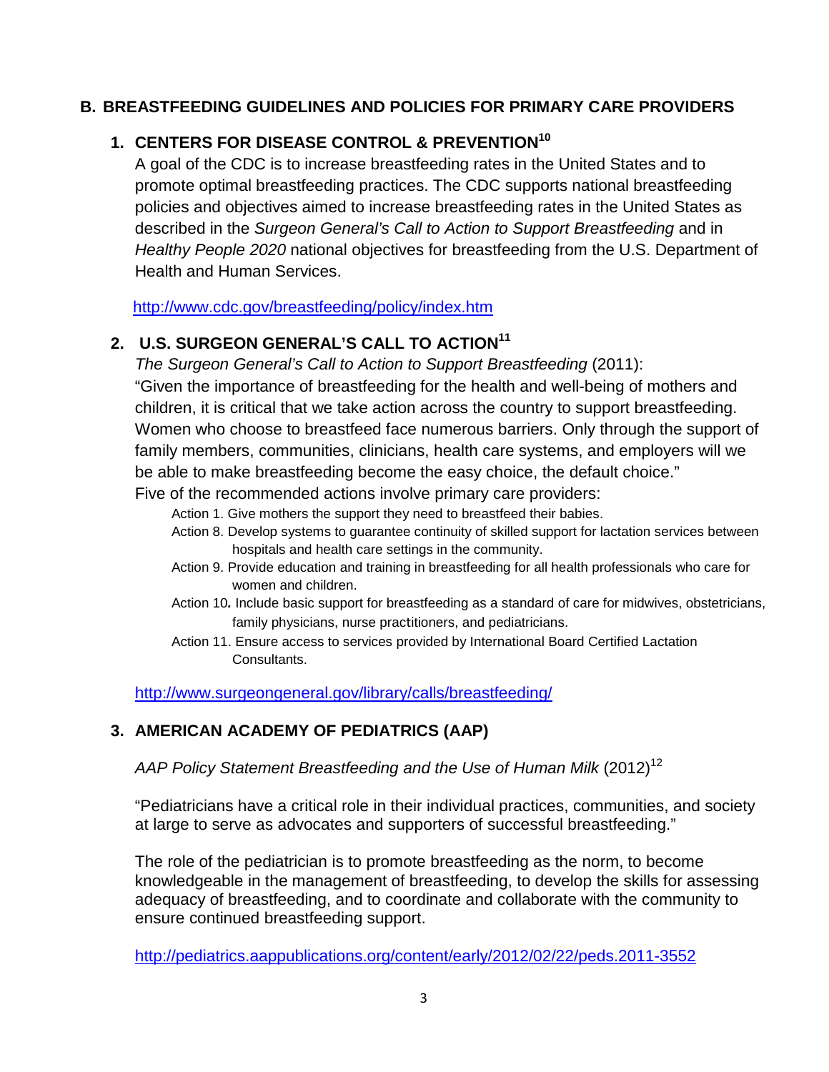## B. BREASTFEEDING GUIDELINES AND POLICIES FOR PRIMARY CARE PROVIDERS

### 1. CENTERS FOR DISEASE CONTROL & PREVENTION[10]

A goal of the CDC is to increase breastfeeding rates in the United States and to promote optimal breastfeeding practices. The CDC supports national breastfeeding policies and objectives aimed to increase breastfeeding rates in the United States as described in the *Surgeon General's Call to Action to Support Breastfeeding* and in *Healthy People 2020* national objectives for breastfeeding from the U.S. Department of Health and Human Services.

http://www.cdc.gov/breastfeeding/policy/index.htm

### 2. U.S. SURGEON GENERAL'S CALL TO ACTION[11]

*The Surgeon General's Call to Action to Support Breastfeeding* (2011):
"Given the importance of breastfeeding for the health and well-being of mothers and children, it is critical that we take action across the country to support breastfeeding. Women who choose to breastfeed face numerous barriers. Only through the support of family members, communities, clinicians, health care systems, and employers will we be able to make breastfeeding become the easy choice, the default choice."
Five of the recommended actions involve primary care providers:

- Action 1. Give mothers the support they need to breastfeed their babies.
- Action 8. Develop systems to guarantee continuity of skilled support for lactation services between hospitals and health care settings in the community.
- Action 9. Provide education and training in breastfeeding for all health professionals who care for women and children.
- Action 10**.** Include basic support for breastfeeding as a standard of care for midwives, obstetricians, family physicians, nurse practitioners, and pediatricians.
- Action 11. Ensure access to services provided by International Board Certified Lactation Consultants.

http://www.surgeongeneral.gov/library/calls/breastfeeding/

### 3. AMERICAN ACADEMY OF PEDIATRICS (AAP)

*AAP Policy Statement Breastfeeding and the Use of Human Milk* (2012)[12]

"Pediatricians have a critical role in their individual practices, communities, and society at large to serve as advocates and supporters of successful breastfeeding."

The role of the pediatrician is to promote breastfeeding as the norm, to become knowledgeable in the management of breastfeeding, to develop the skills for assessing adequacy of breastfeeding, and to coordinate and collaborate with the community to ensure continued breastfeeding support.

http://pediatrics.aappublications.org/content/early/2012/02/22/peds.2011-3552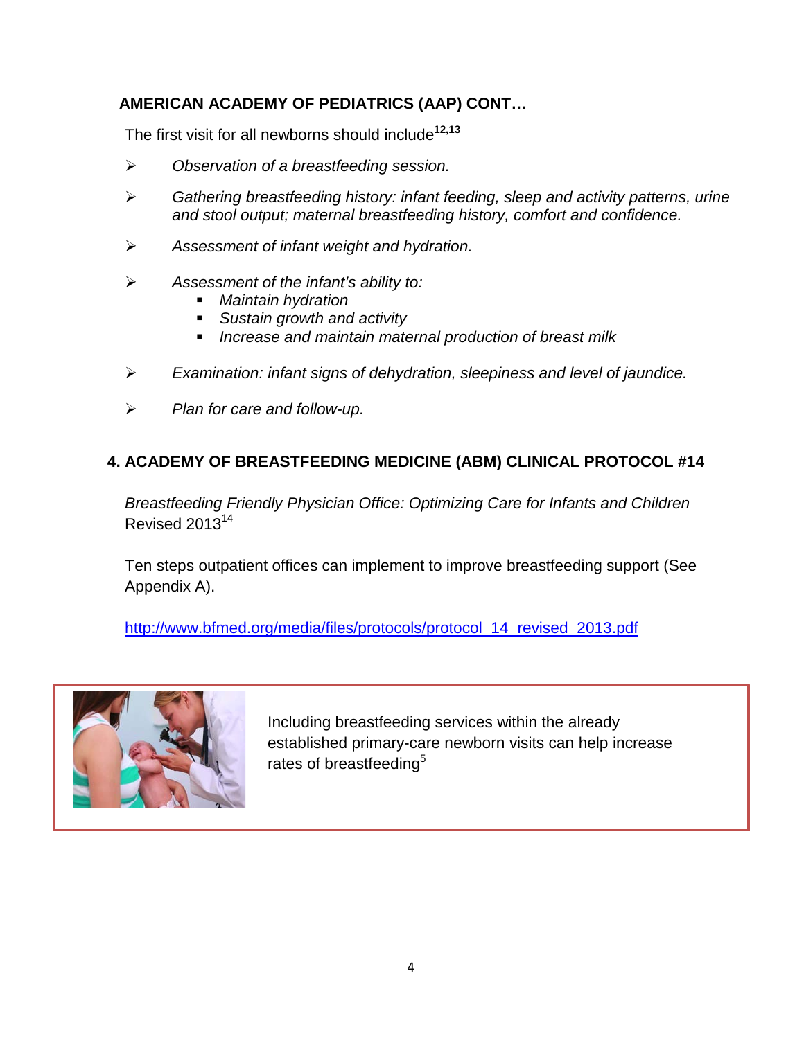### AMERICAN ACADEMY OF PEDIATRICS (AAP) CONT…

The first visit for all newborns should include[12,13]

- *Observation of a breastfeeding session.*
- *Gathering breastfeeding history: infant feeding, sleep and activity patterns, urine and stool output; maternal breastfeeding history, comfort and confidence.*
- *Assessment of infant weight and hydration.*
- *Assessment of the infant's ability to:*
  - *Maintain hydration*
  - *Sustain growth and activity*
  - *Increase and maintain maternal production of breast milk*
- *Examination: infant signs of dehydration, sleepiness and level of jaundice.*
- *Plan for care and follow-up.*

### 4. ACADEMY OF BREASTFEEDING MEDICINE (ABM) CLINICAL PROTOCOL #14

*Breastfeeding Friendly Physician Office: Optimizing Care for Infants and Children* Revised 2013[14]

Ten steps outpatient offices can implement to improve breastfeeding support (See Appendix A).

http://www.bfmed.org/media/files/protocols/protocol_14_revised_2013.pdf

Including breastfeeding services within the already established primary-care newborn visits can help increase rates of breastfeeding[5]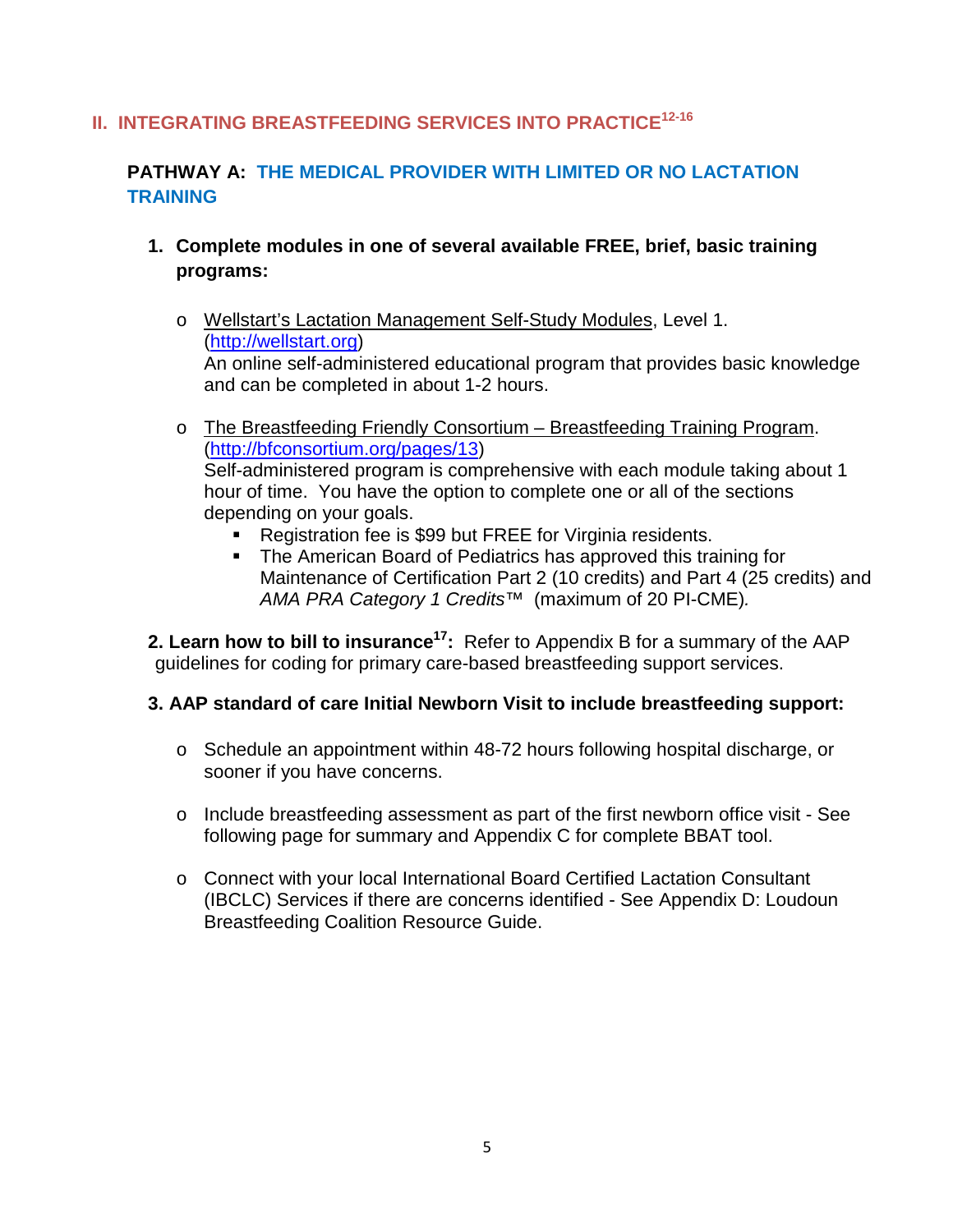## II. INTEGRATING BREASTFEEDING SERVICES INTO PRACTICE[12-16]

### PATHWAY A: THE MEDICAL PROVIDER WITH LIMITED OR NO LACTATION TRAINING

1. **Complete modules in one of several available FREE, brief, basic training programs:**

   - Wellstart's Lactation Management Self-Study Modules, Level 1. (http://wellstart.org)
     An online self-administered educational program that provides basic knowledge and can be completed in about 1-2 hours.

   - The Breastfeeding Friendly Consortium – Breastfeeding Training Program. (http://bfconsortium.org/pages/13)
     Self-administered program is comprehensive with each module taking about 1 hour of time. You have the option to complete one or all of the sections depending on your goals.
     - Registration fee is $99 but FREE for Virginia residents.
     - The American Board of Pediatrics has approved this training for Maintenance of Certification Part 2 (10 credits) and Part 4 (25 credits) and *AMA PRA Category 1 Credits*™ (maximum of 20 PI-CME).

2. **Learn how to bill to insurance[17]:** Refer to Appendix B for a summary of the AAP guidelines for coding for primary care-based breastfeeding support services.

3. **AAP standard of care Initial Newborn Visit to include breastfeeding support:**

   - Schedule an appointment within 48-72 hours following hospital discharge, or sooner if you have concerns.

   - Include breastfeeding assessment as part of the first newborn office visit - See following page for summary and Appendix C for complete BBAT tool.

   - Connect with your local International Board Certified Lactation Consultant (IBCLC) Services if there are concerns identified - See Appendix D: Loudoun Breastfeeding Coalition Resource Guide.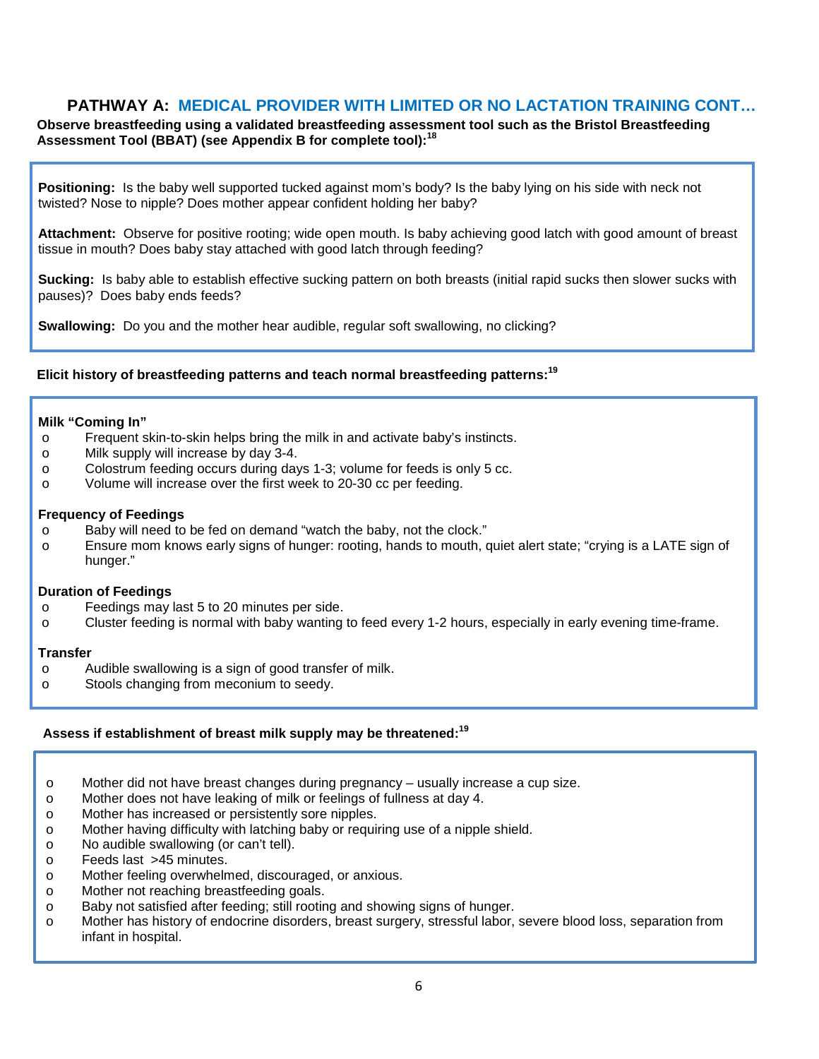## PATHWAY A: MEDICAL PROVIDER WITH LIMITED OR NO LACTATION TRAINING CONT…

**Observe breastfeeding using a validated breastfeeding assessment tool such as the Bristol Breastfeeding Assessment Tool (BBAT) (see Appendix B for complete tool):[18]**

**Positioning:** Is the baby well supported tucked against mom's body? Is the baby lying on his side with neck not twisted? Nose to nipple? Does mother appear confident holding her baby?

**Attachment:** Observe for positive rooting; wide open mouth. Is baby achieving good latch with good amount of breast tissue in mouth? Does baby stay attached with good latch through feeding?

**Sucking:** Is baby able to establish effective sucking pattern on both breasts (initial rapid sucks then slower sucks with pauses)? Does baby ends feeds?

**Swallowing:** Do you and the mother hear audible, regular soft swallowing, no clicking?

**Elicit history of breastfeeding patterns and teach normal breastfeeding patterns:[19]**

**Milk "Coming In"**

- Frequent skin-to-skin helps bring the milk in and activate baby's instincts.
- Milk supply will increase by day 3-4.
- Colostrum feeding occurs during days 1-3; volume for feeds is only 5 cc.
- Volume will increase over the first week to 20-30 cc per feeding.

**Frequency of Feedings**

- Baby will need to be fed on demand "watch the baby, not the clock."
- Ensure mom knows early signs of hunger: rooting, hands to mouth, quiet alert state; "crying is a LATE sign of hunger."

**Duration of Feedings**

- Feedings may last 5 to 20 minutes per side.
- Cluster feeding is normal with baby wanting to feed every 1-2 hours, especially in early evening time-frame.

**Transfer**

- Audible swallowing is a sign of good transfer of milk.
- Stools changing from meconium to seedy.

**Assess if establishment of breast milk supply may be threatened:[19]**

- Mother did not have breast changes during pregnancy – usually increase a cup size.
- Mother does not have leaking of milk or feelings of fullness at day 4.
- Mother has increased or persistently sore nipples.
- Mother having difficulty with latching baby or requiring use of a nipple shield.
- No audible swallowing (or can't tell).
- Feeds last >45 minutes.
- Mother feeling overwhelmed, discouraged, or anxious.
- Mother not reaching breastfeeding goals.
- Baby not satisfied after feeding; still rooting and showing signs of hunger.
- Mother has history of endocrine disorders, breast surgery, stressful labor, severe blood loss, separation from infant in hospital.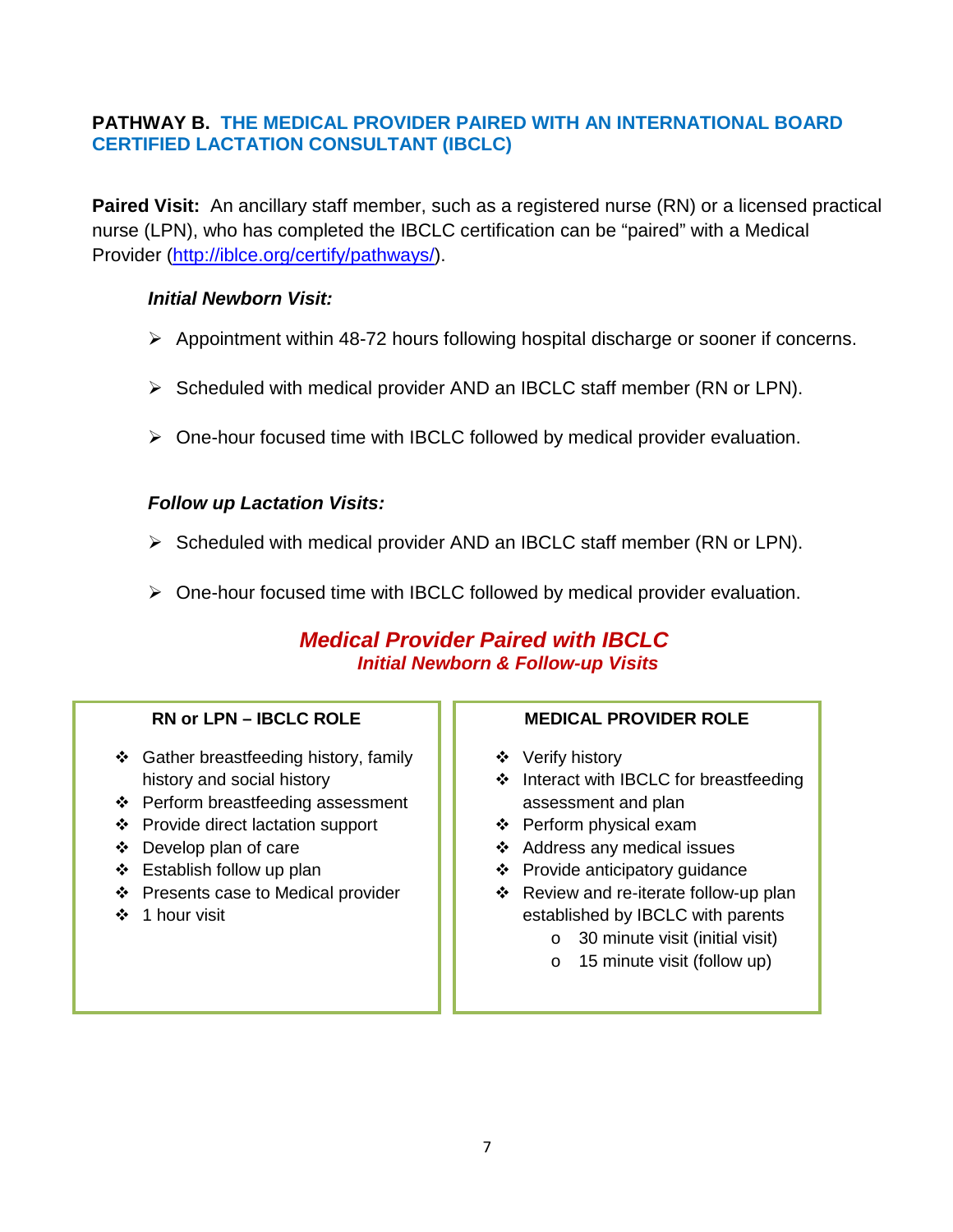## PATHWAY B. THE MEDICAL PROVIDER PAIRED WITH AN INTERNATIONAL BOARD CERTIFIED LACTATION CONSULTANT (IBCLC)

**Paired Visit:** An ancillary staff member, such as a registered nurse (RN) or a licensed practical nurse (LPN), who has completed the IBCLC certification can be "paired" with a Medical Provider (http://iblce.org/certify/pathways/).

***Initial Newborn Visit:***

- Appointment within 48-72 hours following hospital discharge or sooner if concerns.
- Scheduled with medical provider AND an IBCLC staff member (RN or LPN).
- One-hour focused time with IBCLC followed by medical provider evaluation.

***Follow up Lactation Visits:***

- Scheduled with medical provider AND an IBCLC staff member (RN or LPN).
- One-hour focused time with IBCLC followed by medical provider evaluation.

### *Medical Provider Paired with IBCLC*
#### *Initial Newborn & Follow-up Visits*

**RN or LPN – IBCLC ROLE**

- Gather breastfeeding history, family history and social history
- Perform breastfeeding assessment
- Provide direct lactation support
- Develop plan of care
- Establish follow up plan
- Presents case to Medical provider
- 1 hour visit

**MEDICAL PROVIDER ROLE**

- Verify history
- Interact with IBCLC for breastfeeding assessment and plan
- Perform physical exam
- Address any medical issues
- Provide anticipatory guidance
- Review and re-iterate follow-up plan established by IBCLC with parents
  - 30 minute visit (initial visit)
  - 15 minute visit (follow up)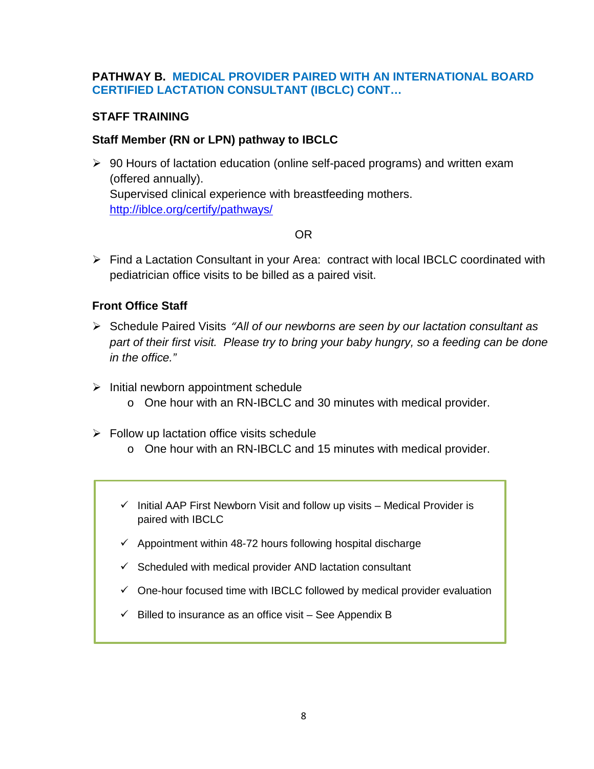**PATHWAY B. MEDICAL PROVIDER PAIRED WITH AN INTERNATIONAL BOARD CERTIFIED LACTATION CONSULTANT (IBCLC) CONT…**

### STAFF TRAINING

#### Staff Member (RN or LPN) pathway to IBCLC

- 90 Hours of lactation education (online self-paced programs) and written exam (offered annually).
  Supervised clinical experience with breastfeeding mothers.
  [http://iblce.org/certify/pathways/](http://iblce.org/certify/pathways/)

OR

- Find a Lactation Consultant in your Area: contract with local IBCLC coordinated with pediatrician office visits to be billed as a paired visit.

#### Front Office Staff

- Schedule Paired Visits *"All of our newborns are seen by our lactation consultant as part of their first visit. Please try to bring your baby hungry, so a feeding can be done in the office."*

- Initial newborn appointment schedule
  - One hour with an RN-IBCLC and 30 minutes with medical provider.

- Follow up lactation office visits schedule
  - One hour with an RN-IBCLC and 15 minutes with medical provider.

---

- ✓ Initial AAP First Newborn Visit and follow up visits – Medical Provider is paired with IBCLC
- ✓ Appointment within 48-72 hours following hospital discharge
- ✓ Scheduled with medical provider AND lactation consultant
- ✓ One-hour focused time with IBCLC followed by medical provider evaluation
- ✓ Billed to insurance as an office visit – See Appendix B

---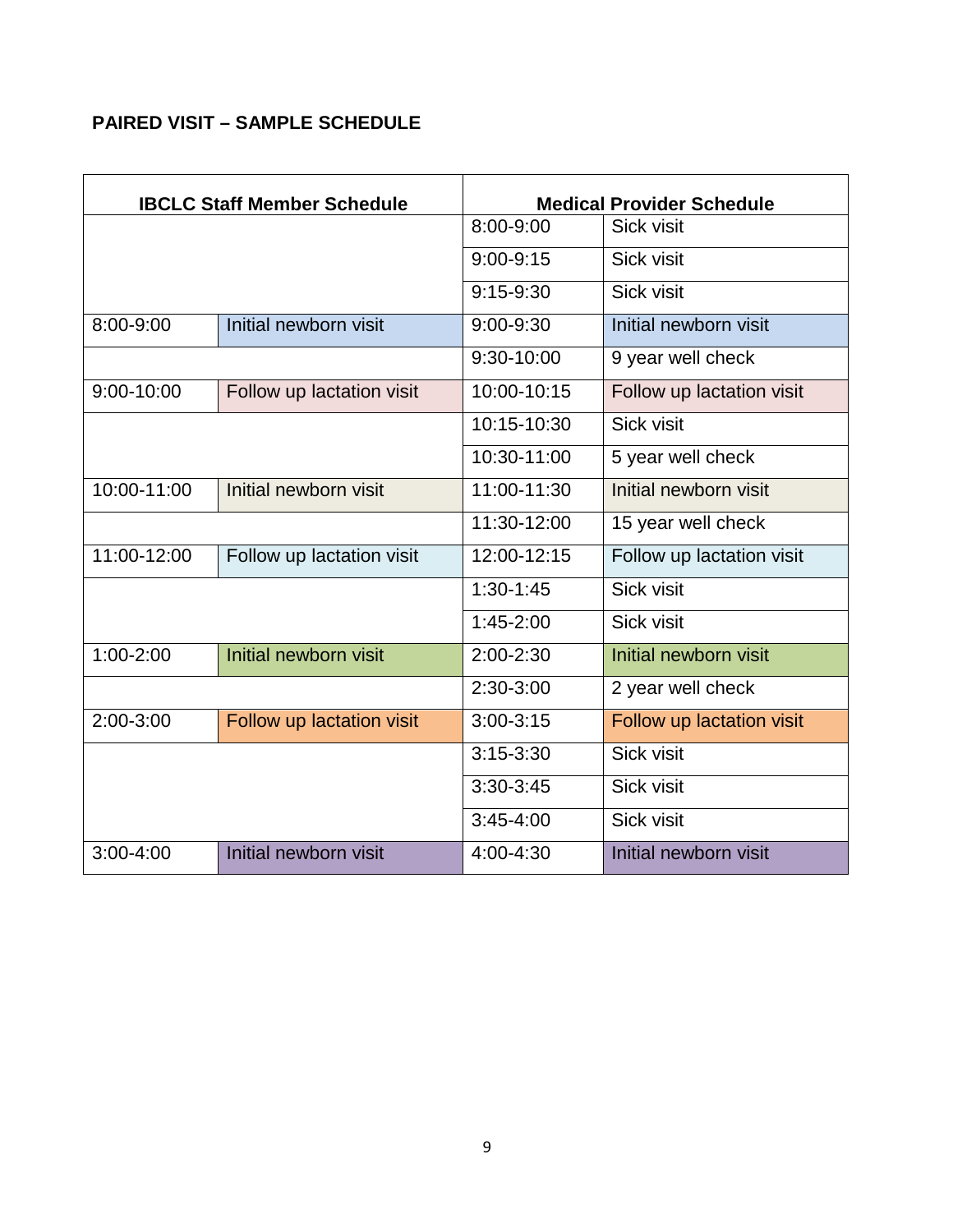**PAIRED VISIT – SAMPLE SCHEDULE**

| IBCLC Staff Member Schedule | | Medical Provider Schedule | |
|---|---|---|---|
| | | 8:00-9:00 | Sick visit |
| | | 9:00-9:15 | Sick visit |
| | | 9:15-9:30 | Sick visit |
| 8:00-9:00 | Initial newborn visit | 9:00-9:30 | Initial newborn visit |
| | | 9:30-10:00 | 9 year well check |
| 9:00-10:00 | Follow up lactation visit | 10:00-10:15 | Follow up lactation visit |
| | | 10:15-10:30 | Sick visit |
| | | 10:30-11:00 | 5 year well check |
| 10:00-11:00 | Initial newborn visit | 11:00-11:30 | Initial newborn visit |
| | | 11:30-12:00 | 15 year well check |
| 11:00-12:00 | Follow up lactation visit | 12:00-12:15 | Follow up lactation visit |
| | | 1:30-1:45 | Sick visit |
| | | 1:45-2:00 | Sick visit |
| 1:00-2:00 | Initial newborn visit | 2:00-2:30 | Initial newborn visit |
| | | 2:30-3:00 | 2 year well check |
| 2:00-3:00 | Follow up lactation visit | 3:00-3:15 | Follow up lactation visit |
| | | 3:15-3:30 | Sick visit |
| | | 3:30-3:45 | Sick visit |
| | | 3:45-4:00 | Sick visit |
| 3:00-4:00 | Initial newborn visit | 4:00-4:30 | Initial newborn visit |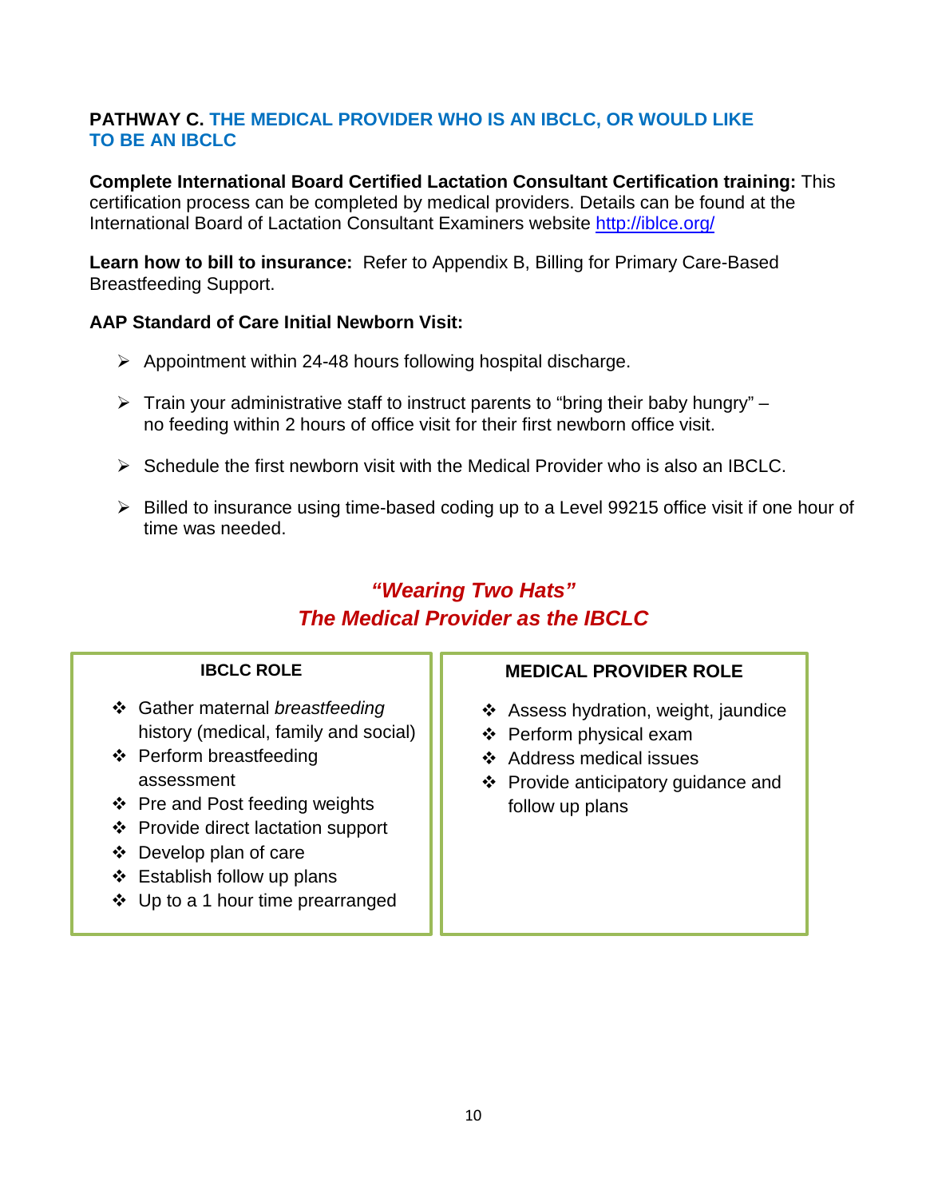## PATHWAY C. THE MEDICAL PROVIDER WHO IS AN IBCLC, OR WOULD LIKE TO BE AN IBCLC

**Complete International Board Certified Lactation Consultant Certification training:** This certification process can be completed by medical providers. Details can be found at the International Board of Lactation Consultant Examiners website http://iblce.org/

**Learn how to bill to insurance:** Refer to Appendix B, Billing for Primary Care-Based Breastfeeding Support.

**AAP Standard of Care Initial Newborn Visit:**

- Appointment within 24-48 hours following hospital discharge.
- Train your administrative staff to instruct parents to "bring their baby hungry" – no feeding within 2 hours of office visit for their first newborn office visit.
- Schedule the first newborn visit with the Medical Provider who is also an IBCLC.
- Billed to insurance using time-based coding up to a Level 99215 office visit if one hour of time was needed.

### *"Wearing Two Hats"*
### *The Medical Provider as the IBCLC*

**IBCLC ROLE**

- Gather maternal *breastfeeding* history (medical, family and social)
- Perform breastfeeding assessment
- Pre and Post feeding weights
- Provide direct lactation support
- Develop plan of care
- Establish follow up plans
- Up to a 1 hour time prearranged

**MEDICAL PROVIDER ROLE**

- Assess hydration, weight, jaundice
- Perform physical exam
- Address medical issues
- Provide anticipatory guidance and follow up plans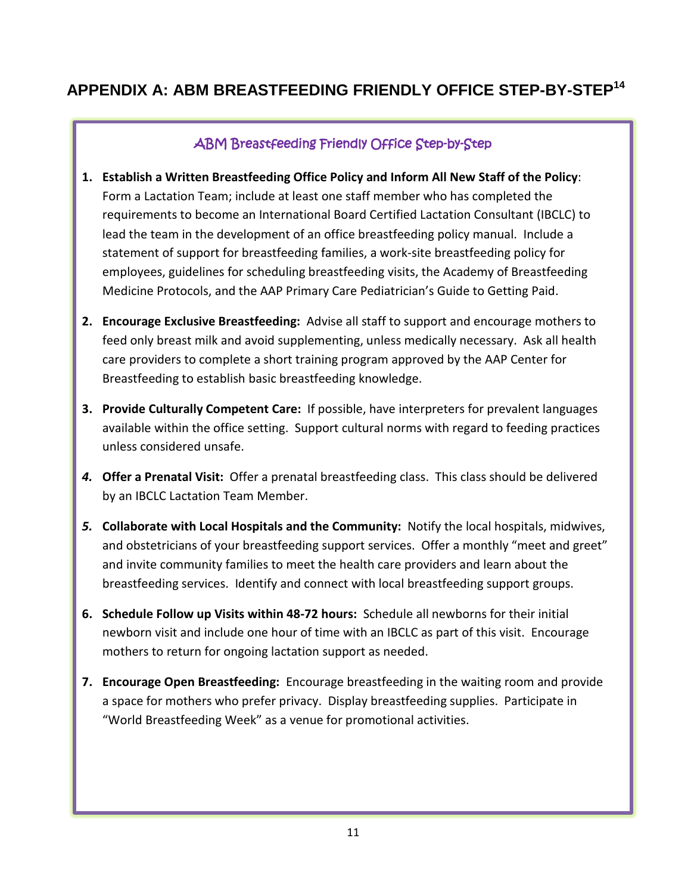# APPENDIX A: ABM BREASTFEEDING FRIENDLY OFFICE STEP-BY-STEP[14]

## ABM Breastfeeding Friendly Office Step-by-Step

1. **Establish a Written Breastfeeding Office Policy and Inform All New Staff of the Policy**: Form a Lactation Team; include at least one staff member who has completed the requirements to become an International Board Certified Lactation Consultant (IBCLC) to lead the team in the development of an office breastfeeding policy manual. Include a statement of support for breastfeeding families, a work-site breastfeeding policy for employees, guidelines for scheduling breastfeeding visits, the Academy of Breastfeeding Medicine Protocols, and the AAP Primary Care Pediatrician's Guide to Getting Paid.

2. **Encourage Exclusive Breastfeeding:** Advise all staff to support and encourage mothers to feed only breast milk and avoid supplementing, unless medically necessary. Ask all health care providers to complete a short training program approved by the AAP Center for Breastfeeding to establish basic breastfeeding knowledge.

3. **Provide Culturally Competent Care:** If possible, have interpreters for prevalent languages available within the office setting. Support cultural norms with regard to feeding practices unless considered unsafe.

4. **Offer a Prenatal Visit:** Offer a prenatal breastfeeding class. This class should be delivered by an IBCLC Lactation Team Member.

5. **Collaborate with Local Hospitals and the Community:** Notify the local hospitals, midwives, and obstetricians of your breastfeeding support services. Offer a monthly "meet and greet" and invite community families to meet the health care providers and learn about the breastfeeding services. Identify and connect with local breastfeeding support groups.

6. **Schedule Follow up Visits within 48-72 hours:** Schedule all newborns for their initial newborn visit and include one hour of time with an IBCLC as part of this visit. Encourage mothers to return for ongoing lactation support as needed.

7. **Encourage Open Breastfeeding:** Encourage breastfeeding in the waiting room and provide a space for mothers who prefer privacy. Display breastfeeding supplies. Participate in "World Breastfeeding Week" as a venue for promotional activities.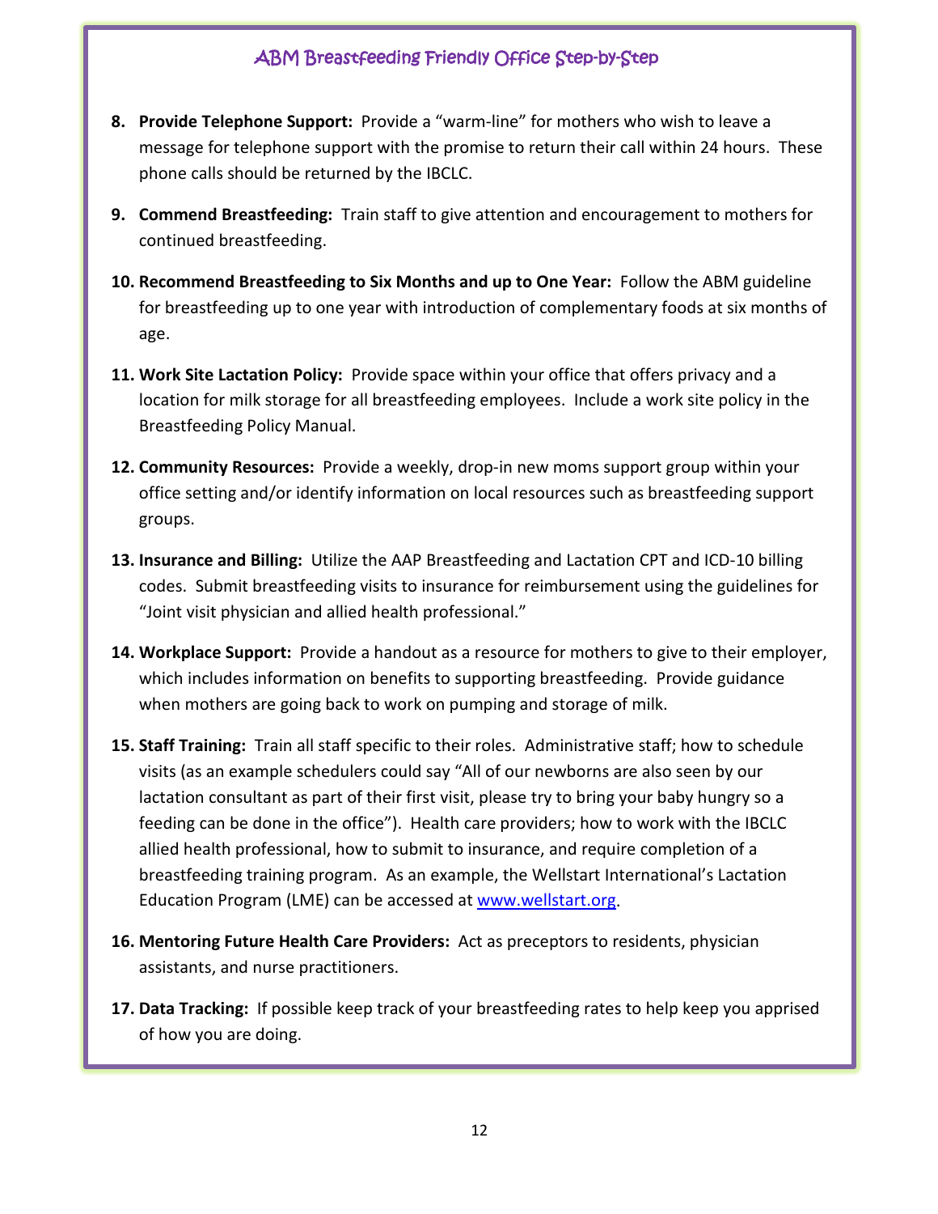8. **Provide Telephone Support:** Provide a "warm-line" for mothers who wish to leave a message for telephone support with the promise to return their call within 24 hours. These phone calls should be returned by the IBCLC.

9. **Commend Breastfeeding:** Train staff to give attention and encouragement to mothers for continued breastfeeding.

10. **Recommend Breastfeeding to Six Months and up to One Year:** Follow the ABM guideline for breastfeeding up to one year with introduction of complementary foods at six months of age.

11. **Work Site Lactation Policy:** Provide space within your office that offers privacy and a location for milk storage for all breastfeeding employees. Include a work site policy in the Breastfeeding Policy Manual.

12. **Community Resources:** Provide a weekly, drop-in new moms support group within your office setting and/or identify information on local resources such as breastfeeding support groups.

13. **Insurance and Billing:** Utilize the AAP Breastfeeding and Lactation CPT and ICD-10 billing codes. Submit breastfeeding visits to insurance for reimbursement using the guidelines for "Joint visit physician and allied health professional."

14. **Workplace Support:** Provide a handout as a resource for mothers to give to their employer, which includes information on benefits to supporting breastfeeding. Provide guidance when mothers are going back to work on pumping and storage of milk.

15. **Staff Training:** Train all staff specific to their roles. Administrative staff; how to schedule visits (as an example schedulers could say "All of our newborns are also seen by our lactation consultant as part of their first visit, please try to bring your baby hungry so a feeding can be done in the office"). Health care providers; how to work with the IBCLC allied health professional, how to submit to insurance, and require completion of a breastfeeding training program. As an example, the Wellstart International's Lactation Education Program (LME) can be accessed at [www.wellstart.org](http://www.wellstart.org).

16. **Mentoring Future Health Care Providers:** Act as preceptors to residents, physician assistants, and nurse practitioners.

17. **Data Tracking:** If possible keep track of your breastfeeding rates to help keep you apprised of how you are doing.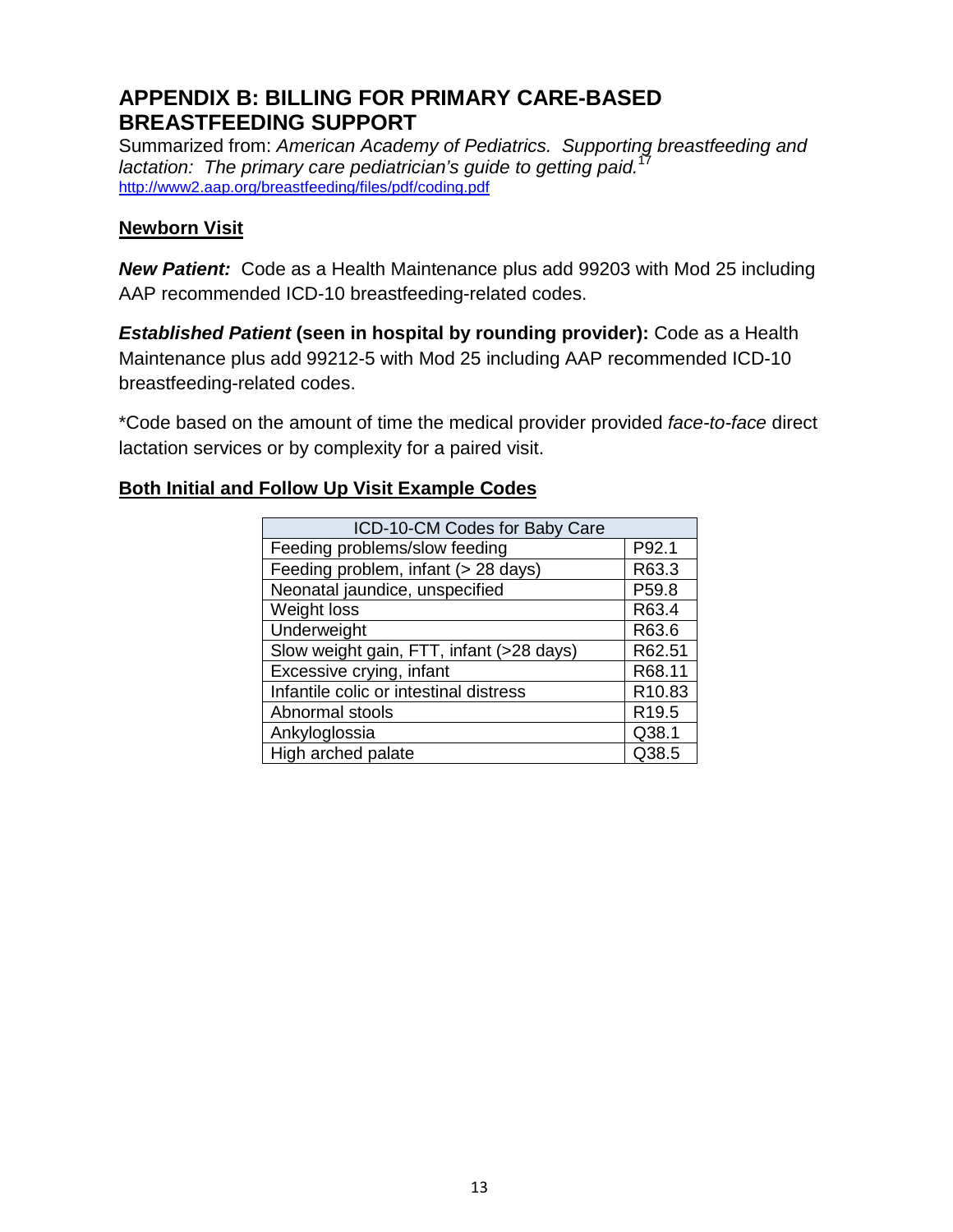# APPENDIX B: BILLING FOR PRIMARY CARE-BASED BREASTFEEDING SUPPORT

Summarized from: *American Academy of Pediatrics. Supporting breastfeeding and lactation: The primary care pediatrician's guide to getting paid.*[17]
http://www2.aap.org/breastfeeding/files/pdf/coding.pdf

## Newborn Visit

***New Patient:*** Code as a Health Maintenance plus add 99203 with Mod 25 including AAP recommended ICD-10 breastfeeding-related codes.

***Established Patient* (seen in hospital by rounding provider):** Code as a Health Maintenance plus add 99212-5 with Mod 25 including AAP recommended ICD-10 breastfeeding-related codes.

*Code based on the amount of time the medical provider provided *face-to-face* direct lactation services or by complexity for a paired visit.

## Both Initial and Follow Up Visit Example Codes

| ICD-10-CM Codes for Baby Care | |
|---|---|
| Feeding problems/slow feeding | P92.1 |
| Feeding problem, infant (> 28 days) | R63.3 |
| Neonatal jaundice, unspecified | P59.8 |
| Weight loss | R63.4 |
| Underweight | R63.6 |
| Slow weight gain, FTT, infant (>28 days) | R62.51 |
| Excessive crying, infant | R68.11 |
| Infantile colic or intestinal distress | R10.83 |
| Abnormal stools | R19.5 |
| Ankyloglossia | Q38.1 |
| High arched palate | Q38.5 |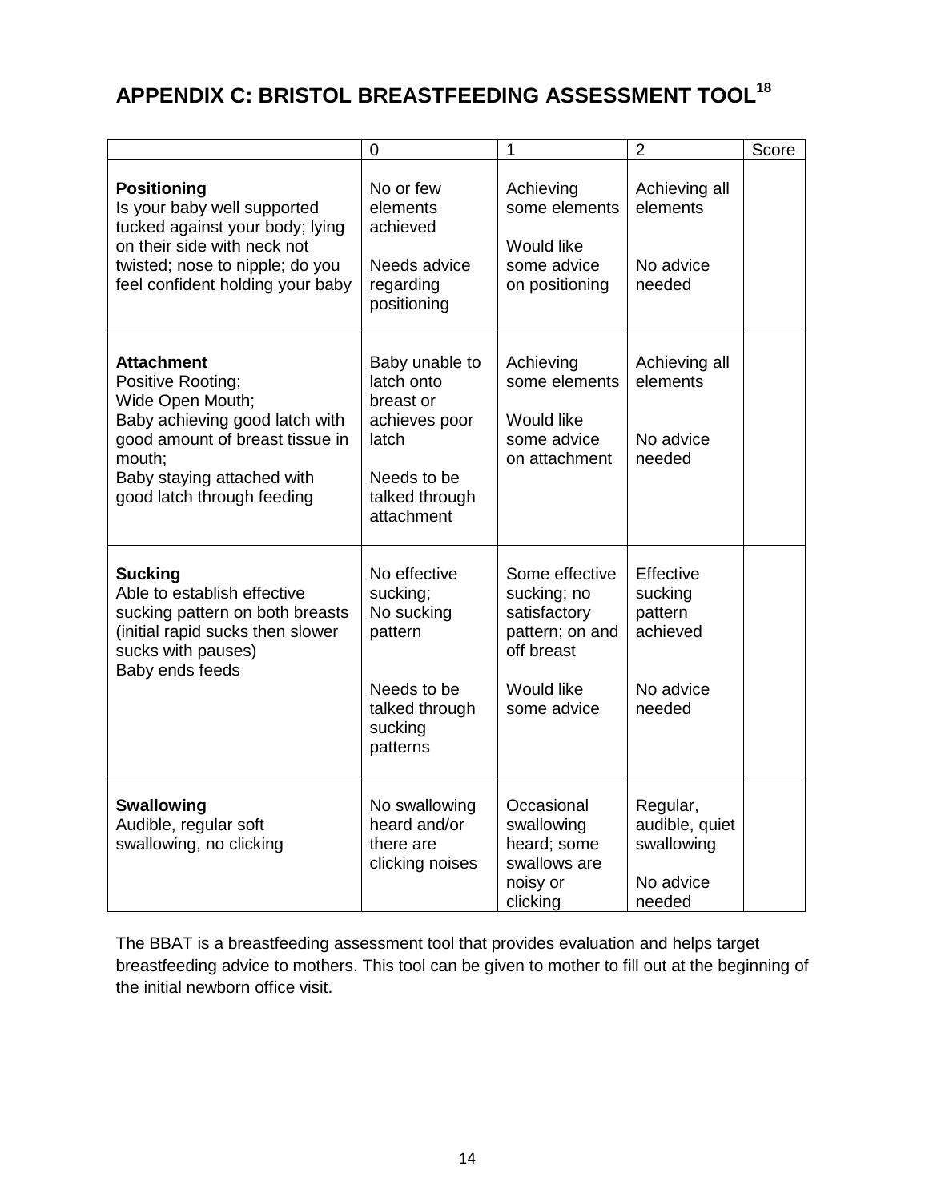# APPENDIX C: BRISTOL BREASTFEEDING ASSESSMENT TOOL[18]

| | 0 | 1 | 2 | Score |
|---|---|---|---|---|
| **Positioning** Is your baby well supported tucked against your body; lying on their side with neck not twisted; nose to nipple; do you feel confident holding your baby | No or few elements achieved Needs advice regarding positioning | Achieving some elements Would like some advice on positioning | Achieving all elements No advice needed | |
| **Attachment** Positive Rooting; Wide Open Mouth; Baby achieving good latch with good amount of breast tissue in mouth; Baby staying attached with good latch through feeding | Baby unable to latch onto breast or achieves poor latch Needs to be talked through attachment | Achieving some elements Would like some advice on attachment | Achieving all elements No advice needed | |
| **Sucking** Able to establish effective sucking pattern on both breasts (initial rapid sucks then slower sucks with pauses) Baby ends feeds | No effective sucking; No sucking pattern Needs to be talked through sucking patterns | Some effective sucking; no satisfactory pattern; on and off breast Would like some advice | Effective sucking pattern achieved No advice needed | |
| **Swallowing** Audible, regular soft swallowing, no clicking | No swallowing heard and/or there are clicking noises | Occasional swallowing heard; some swallows are noisy or clicking | Regular, audible, quiet swallowing No advice needed | |

The BBAT is a breastfeeding assessment tool that provides evaluation and helps target breastfeeding advice to mothers. This tool can be given to mother to fill out at the beginning of the initial newborn office visit.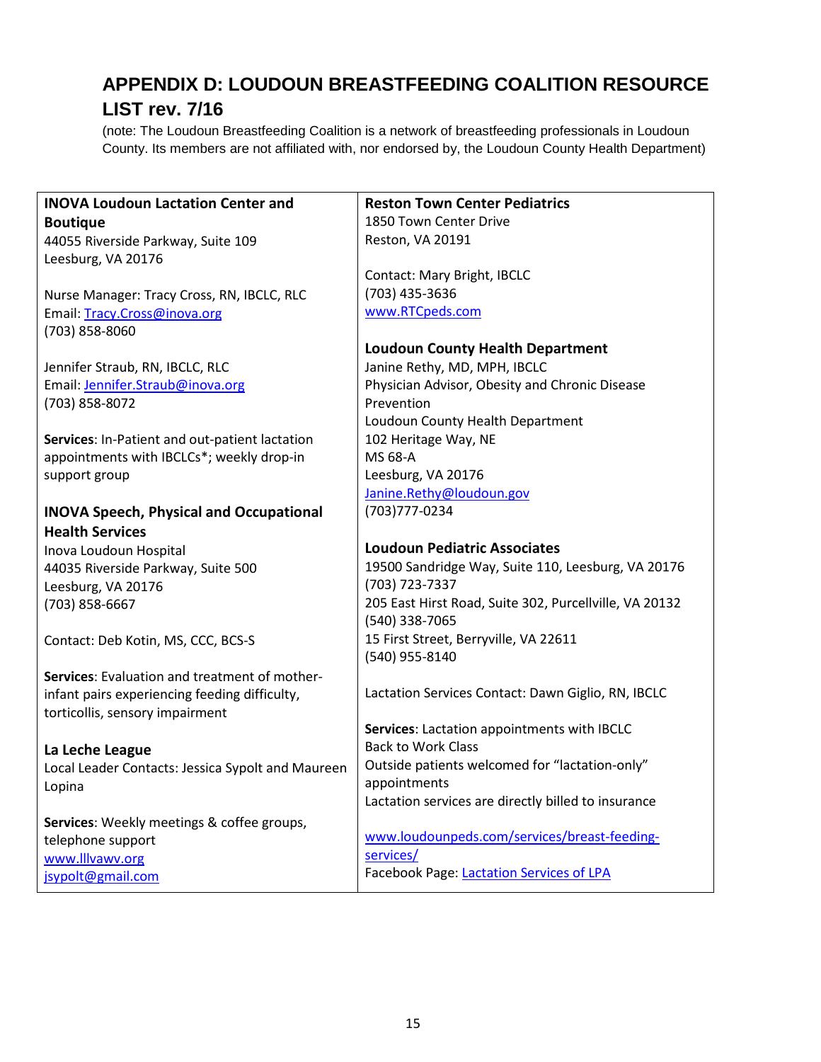# APPENDIX D: LOUDOUN BREASTFEEDING COALITION RESOURCE LIST rev. 7/16

(note: The Loudoun Breastfeeding Coalition is a network of breastfeeding professionals in Loudoun County. Its members are not affiliated with, nor endorsed by, the Loudoun County Health Department)

**INOVA Loudoun Lactation Center and Boutique**
44055 Riverside Parkway, Suite 109
Leesburg, VA 20176

Nurse Manager: Tracy Cross, RN, IBCLC, RLC
Email: Tracy.Cross@inova.org
(703) 858-8060

Jennifer Straub, RN, IBCLC, RLC
Email: Jennifer.Straub@inova.org
(703) 858-8072

**Services**: In-Patient and out-patient lactation appointments with IBCLCs*; weekly drop-in support group

**INOVA Speech, Physical and Occupational Health Services**
Inova Loudoun Hospital
44035 Riverside Parkway, Suite 500
Leesburg, VA 20176
(703) 858-6667

Contact: Deb Kotin, MS, CCC, BCS-S

**Services**: Evaluation and treatment of mother-infant pairs experiencing feeding difficulty, torticollis, sensory impairment

**La Leche League**
Local Leader Contacts: Jessica Sypolt and Maureen Lopina

**Services**: Weekly meetings & coffee groups, telephone support
www.lllvawv.org
jsypolt@gmail.com

**Reston Town Center Pediatrics**
1850 Town Center Drive
Reston, VA 20191

Contact: Mary Bright, IBCLC
(703) 435-3636
www.RTCpeds.com

**Loudoun County Health Department**
Janine Rethy, MD, MPH, IBCLC
Physician Advisor, Obesity and Chronic Disease Prevention
Loudoun County Health Department
102 Heritage Way, NE
MS 68-A
Leesburg, VA 20176
Janine.Rethy@loudoun.gov
(703)777-0234

**Loudoun Pediatric Associates**
19500 Sandridge Way, Suite 110, Leesburg, VA 20176
(703) 723-7337
205 East Hirst Road, Suite 302, Purcellville, VA 20132
(540) 338-7065
15 First Street, Berryville, VA 22611
(540) 955-8140

Lactation Services Contact: Dawn Giglio, RN, IBCLC

**Services**: Lactation appointments with IBCLC
Back to Work Class
Outside patients welcomed for "lactation-only" appointments
Lactation services are directly billed to insurance

www.loudounpeds.com/services/breast-feeding-services/
Facebook Page: Lactation Services of LPA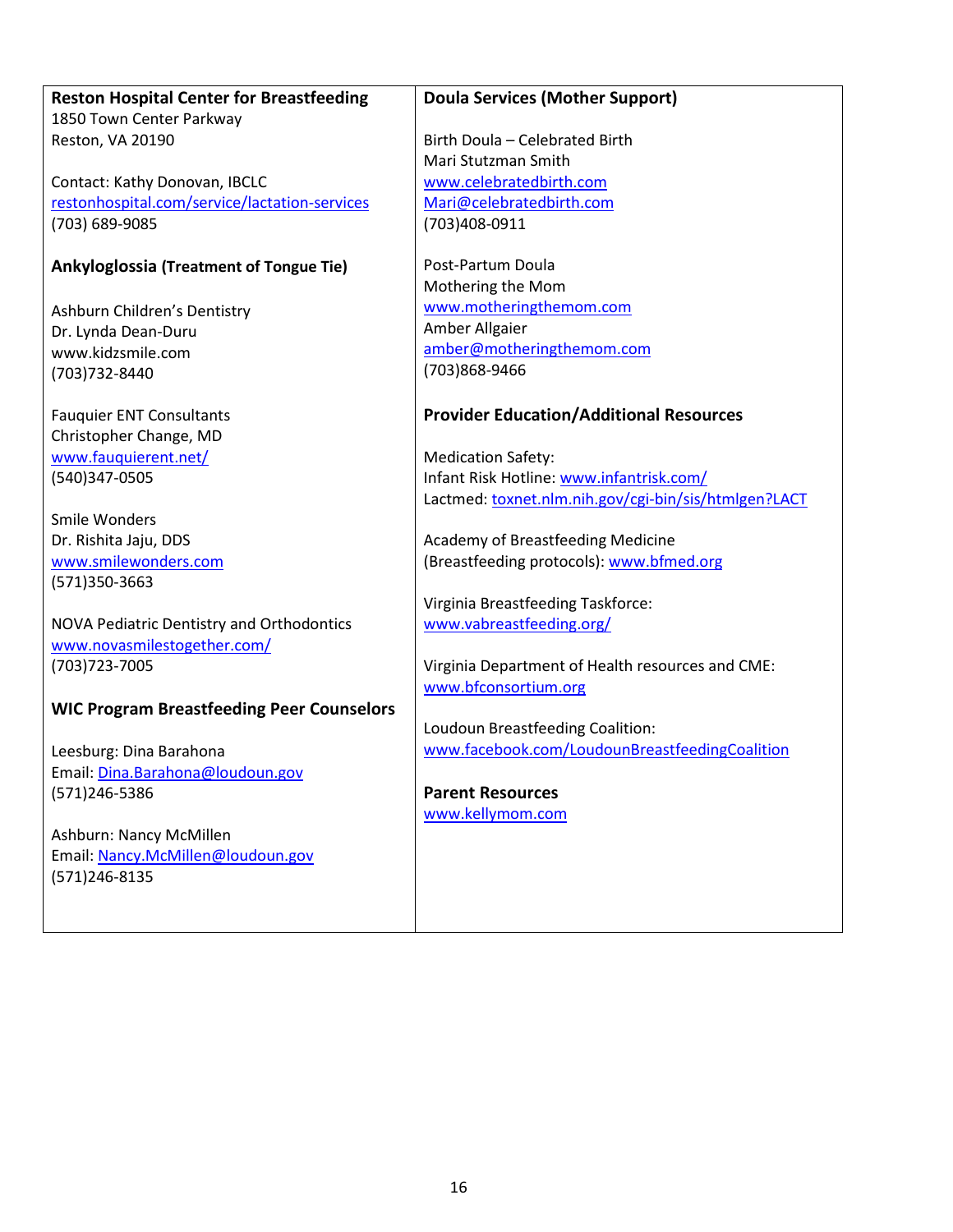**Reston Hospital Center for Breastfeeding**
1850 Town Center Parkway
Reston, VA 20190

Contact: Kathy Donovan, IBCLC
restonhospital.com/service/lactation-services
(703) 689-9085

**Ankyloglossia (Treatment of Tongue Tie)**

Ashburn Children's Dentistry
Dr. Lynda Dean-Duru
www.kidzsmile.com
(703)732-8440

Fauquier ENT Consultants
Christopher Change, MD
www.fauquierent.net/
(540)347-0505

Smile Wonders
Dr. Rishita Jaju, DDS
www.smilewonders.com
(571)350-3663

NOVA Pediatric Dentistry and Orthodontics
www.novasmilestogether.com/
(703)723-7005

**WIC Program Breastfeeding Peer Counselors**

Leesburg: Dina Barahona
Email: Dina.Barahona@loudoun.gov
(571)246-5386

Ashburn: Nancy McMillen
Email: Nancy.McMillen@loudoun.gov
(571)246-8135

**Doula Services (Mother Support)**

Birth Doula – Celebrated Birth
Mari Stutzman Smith
www.celebratedbirth.com
Mari@celebratedbirth.com
(703)408-0911

Post-Partum Doula
Mothering the Mom
www.motheringthemom.com
Amber Allgaier
amber@motheringthemom.com
(703)868-9466

**Provider Education/Additional Resources**

Medication Safety:
Infant Risk Hotline: www.infantrisk.com/
Lactmed: toxnet.nlm.nih.gov/cgi-bin/sis/htmlgen?LACT

Academy of Breastfeeding Medicine
(Breastfeeding protocols): www.bfmed.org

Virginia Breastfeeding Taskforce:
www.vabreastfeeding.org/

Virginia Department of Health resources and CME:
www.bfconsortium.org

Loudoun Breastfeeding Coalition:
www.facebook.com/LoudounBreastfeedingCoalition

**Parent Resources**
www.kellymom.com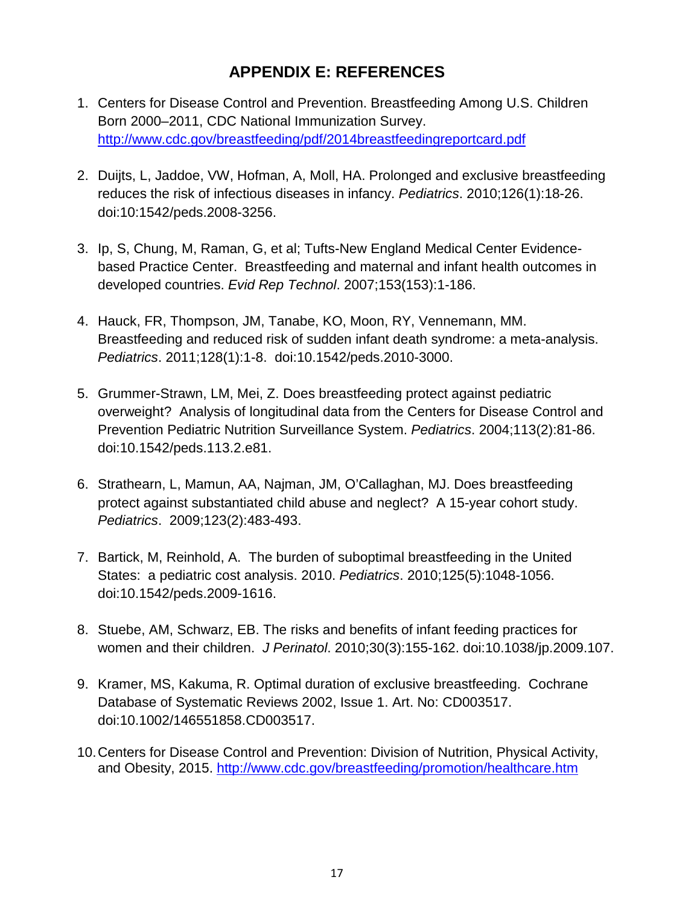## APPENDIX E: REFERENCES

1. Centers for Disease Control and Prevention. Breastfeeding Among U.S. Children Born 2000–2011, CDC National Immunization Survey. http://www.cdc.gov/breastfeeding/pdf/2014breastfeedingreportcard.pdf

2. Duijts, L, Jaddoe, VW, Hofman, A, Moll, HA. Prolonged and exclusive breastfeeding reduces the risk of infectious diseases in infancy. *Pediatrics*. 2010;126(1):18-26. doi:10:1542/peds.2008-3256.

3. Ip, S, Chung, M, Raman, G, et al; Tufts-New England Medical Center Evidence-based Practice Center. Breastfeeding and maternal and infant health outcomes in developed countries. *Evid Rep Technol*. 2007;153(153):1-186.

4. Hauck, FR, Thompson, JM, Tanabe, KO, Moon, RY, Vennemann, MM. Breastfeeding and reduced risk of sudden infant death syndrome: a meta-analysis. *Pediatrics*. 2011;128(1):1-8. doi:10.1542/peds.2010-3000.

5. Grummer-Strawn, LM, Mei, Z. Does breastfeeding protect against pediatric overweight? Analysis of longitudinal data from the Centers for Disease Control and Prevention Pediatric Nutrition Surveillance System. *Pediatrics*. 2004;113(2):81-86. doi:10.1542/peds.113.2.e81.

6. Strathearn, L, Mamun, AA, Najman, JM, O'Callaghan, MJ. Does breastfeeding protect against substantiated child abuse and neglect? A 15-year cohort study. *Pediatrics*. 2009;123(2):483-493.

7. Bartick, M, Reinhold, A. The burden of suboptimal breastfeeding in the United States: a pediatric cost analysis. 2010. *Pediatrics*. 2010;125(5):1048-1056. doi:10.1542/peds.2009-1616.

8. Stuebe, AM, Schwarz, EB. The risks and benefits of infant feeding practices for women and their children. *J Perinatol*. 2010;30(3):155-162. doi:10.1038/jp.2009.107.

9. Kramer, MS, Kakuma, R. Optimal duration of exclusive breastfeeding. Cochrane Database of Systematic Reviews 2002, Issue 1. Art. No: CD003517. doi:10.1002/146551858.CD003517.

10. Centers for Disease Control and Prevention: Division of Nutrition, Physical Activity, and Obesity, 2015. http://www.cdc.gov/breastfeeding/promotion/healthcare.htm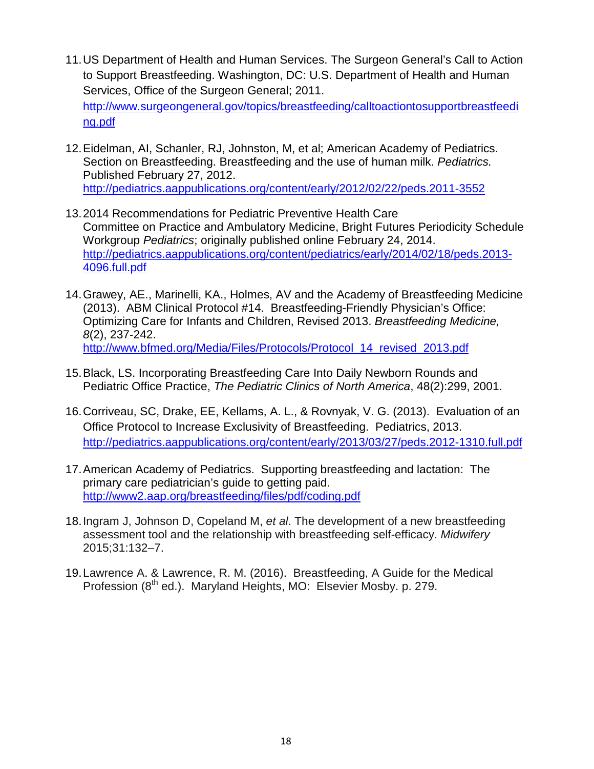11. US Department of Health and Human Services. The Surgeon General's Call to Action to Support Breastfeeding. Washington, DC: U.S. Department of Health and Human Services, Office of the Surgeon General; 2011. http://www.surgeongeneral.gov/topics/breastfeeding/calltoactiontosupportbreastfeeding.pdf

12. Eidelman, AI, Schanler, RJ, Johnston, M, et al; American Academy of Pediatrics. Section on Breastfeeding. Breastfeeding and the use of human milk. *Pediatrics.* Published February 27, 2012. http://pediatrics.aappublications.org/content/early/2012/02/22/peds.2011-3552

13. 2014 Recommendations for Pediatric Preventive Health Care Committee on Practice and Ambulatory Medicine, Bright Futures Periodicity Schedule Workgroup *Pediatrics*; originally published online February 24, 2014. http://pediatrics.aappublications.org/content/pediatrics/early/2014/02/18/peds.2013-4096.full.pdf

14. Grawey, AE., Marinelli, KA., Holmes, AV and the Academy of Breastfeeding Medicine (2013). ABM Clinical Protocol #14. Breastfeeding-Friendly Physician's Office: Optimizing Care for Infants and Children, Revised 2013. *Breastfeeding Medicine, 8*(2), 237-242. http://www.bfmed.org/Media/Files/Protocols/Protocol_14_revised_2013.pdf

15. Black, LS. Incorporating Breastfeeding Care Into Daily Newborn Rounds and Pediatric Office Practice, *The Pediatric Clinics of North America*, 48(2):299, 2001.

16. Corriveau, SC, Drake, EE, Kellams, A. L., & Rovnyak, V. G. (2013). Evaluation of an Office Protocol to Increase Exclusivity of Breastfeeding. Pediatrics, 2013. http://pediatrics.aappublications.org/content/early/2013/03/27/peds.2012-1310.full.pdf

17. American Academy of Pediatrics. Supporting breastfeeding and lactation: The primary care pediatrician's guide to getting paid. http://www2.aap.org/breastfeeding/files/pdf/coding.pdf

18. Ingram J, Johnson D, Copeland M, *et al*. The development of a new breastfeeding assessment tool and the relationship with breastfeeding self-efficacy. *Midwifery* 2015;31:132–7.

19. Lawrence A. & Lawrence, R. M. (2016). Breastfeeding, A Guide for the Medical Profession (8th ed.). Maryland Heights, MO: Elsevier Mosby. p. 279.